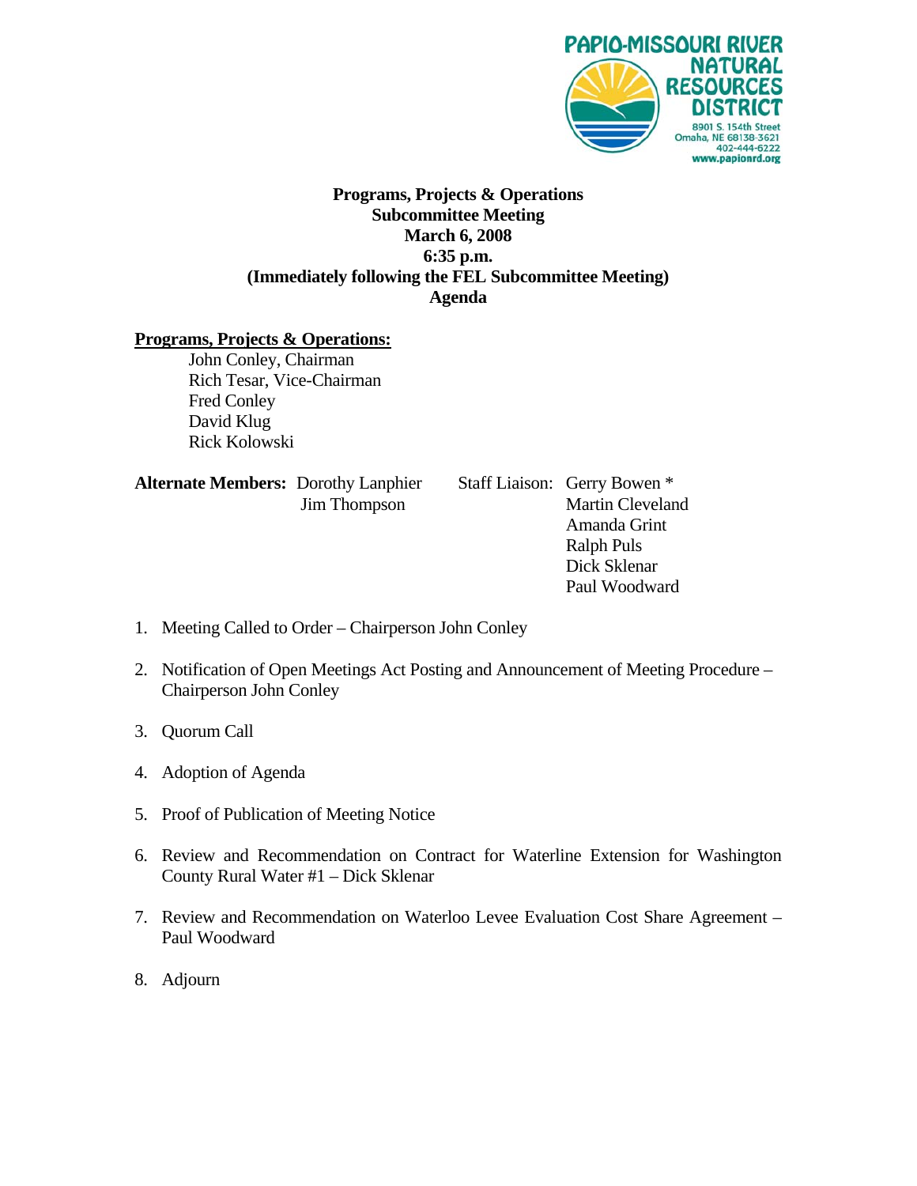PAPIO-MISSOURI RIVER NATURAL RESOURCES DISTRICT
8901 S. 154th Street
Omaha, NE 68138-3621
402-444-6222
www.papionrd.org

**Programs, Projects & Operations**
**Subcommittee Meeting**
**March 6, 2008**
**6:35 p.m.**
**(Immediately following the FEL Subcommittee Meeting)**
**Agenda**

**Programs, Projects & Operations:**

John Conley, Chairman
Rich Tesar, Vice-Chairman
Fred Conley
David Klug
Rick Kolowski

**Alternate Members:** Dorothy Lanphier
Jim Thompson

Staff Liaison: Gerry Bowen *
Martin Cleveland
Amanda Grint
Ralph Puls
Dick Sklenar
Paul Woodward

1. Meeting Called to Order – Chairperson John Conley
2. Notification of Open Meetings Act Posting and Announcement of Meeting Procedure – Chairperson John Conley
3. Quorum Call
4. Adoption of Agenda
5. Proof of Publication of Meeting Notice
6. Review and Recommendation on Contract for Waterline Extension for Washington County Rural Water #1 – Dick Sklenar
7. Review and Recommendation on Waterloo Levee Evaluation Cost Share Agreement – Paul Woodward
8. Adjourn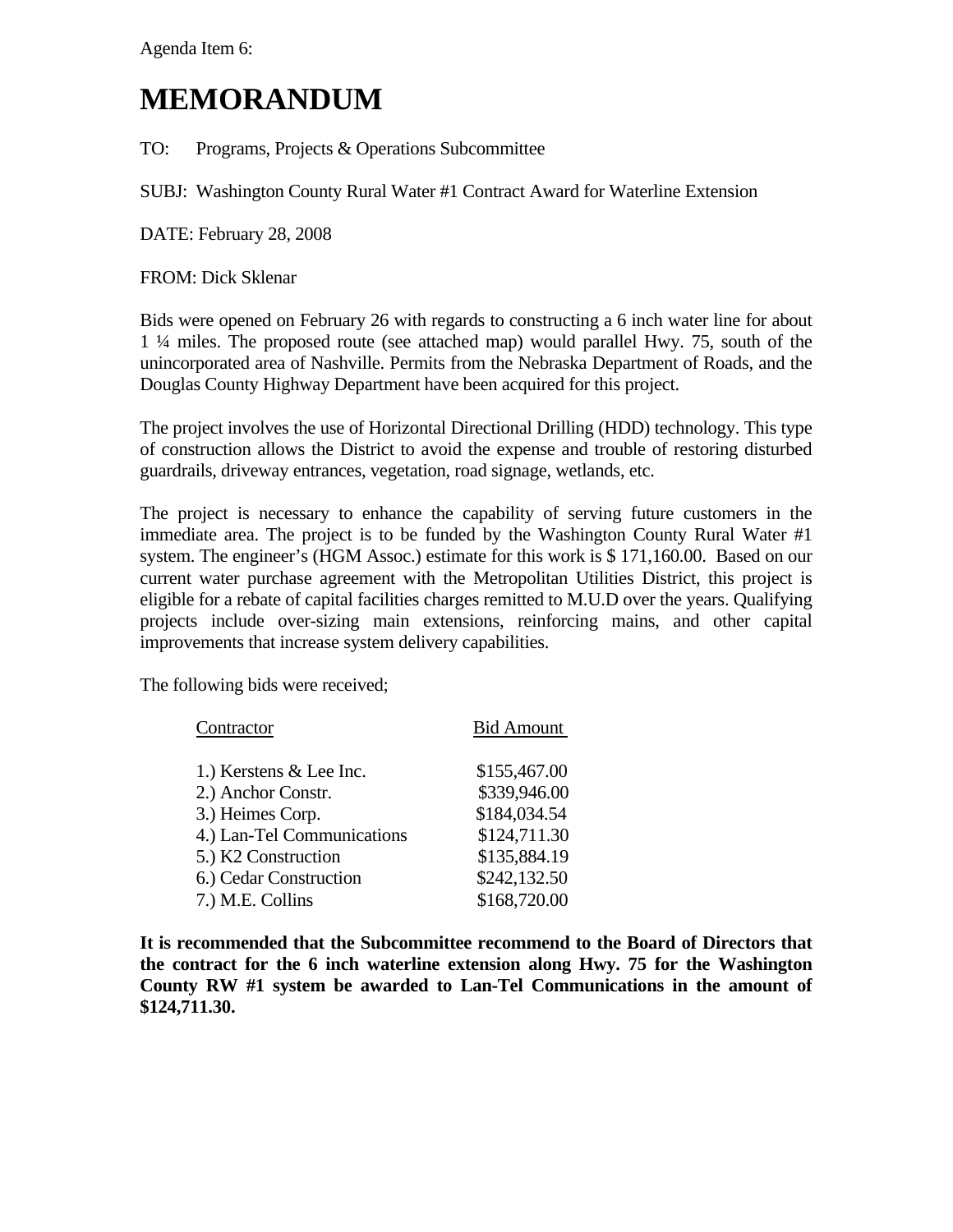Agenda Item 6:

# MEMORANDUM

TO: Programs, Projects & Operations Subcommittee

SUBJ: Washington County Rural Water #1 Contract Award for Waterline Extension

DATE: February 28, 2008

FROM: Dick Sklenar

Bids were opened on February 26 with regards to constructing a 6 inch water line for about 1 ¼ miles. The proposed route (see attached map) would parallel Hwy. 75, south of the unincorporated area of Nashville. Permits from the Nebraska Department of Roads, and the Douglas County Highway Department have been acquired for this project.

The project involves the use of Horizontal Directional Drilling (HDD) technology. This type of construction allows the District to avoid the expense and trouble of restoring disturbed guardrails, driveway entrances, vegetation, road signage, wetlands, etc.

The project is necessary to enhance the capability of serving future customers in the immediate area. The project is to be funded by the Washington County Rural Water #1 system. The engineer's (HGM Assoc.) estimate for this work is $ 171,160.00. Based on our current water purchase agreement with the Metropolitan Utilities District, this project is eligible for a rebate of capital facilities charges remitted to M.U.D over the years. Qualifying projects include over-sizing main extensions, reinforcing mains, and other capital improvements that increase system delivery capabilities.

The following bids were received;

| Contractor | Bid Amount |
|---|---|
| 1.) Kerstens & Lee Inc. | $155,467.00 |
| 2.) Anchor Constr. | $339,946.00 |
| 3.) Heimes Corp. | $184,034.54 |
| 4.) Lan-Tel Communications | $124,711.30 |
| 5.) K2 Construction | $135,884.19 |
| 6.) Cedar Construction | $242,132.50 |
| 7.) M.E. Collins | $168,720.00 |

**It is recommended that the Subcommittee recommend to the Board of Directors that the contract for the 6 inch waterline extension along Hwy. 75 for the Washington County RW #1 system be awarded to Lan-Tel Communications in the amount of $124,711.30.**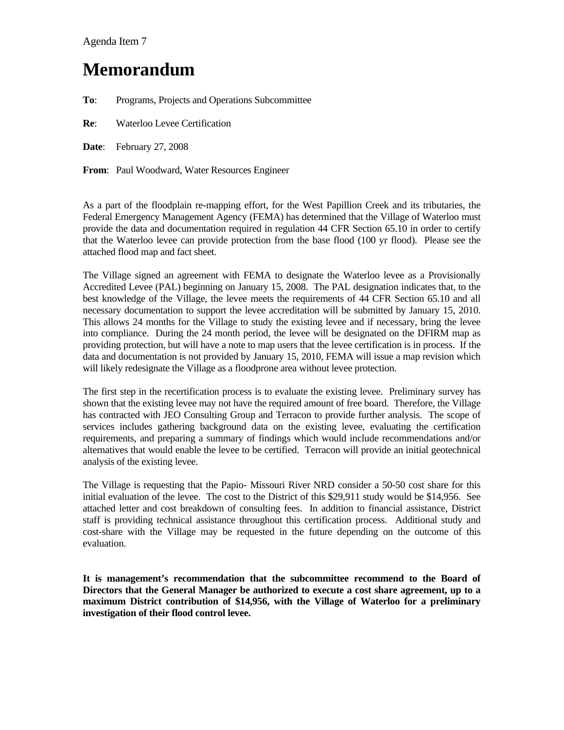Agenda Item 7

# Memorandum

**To**: Programs, Projects and Operations Subcommittee

**Re**: Waterloo Levee Certification

**Date**: February 27, 2008

**From**: Paul Woodward, Water Resources Engineer

As a part of the floodplain re-mapping effort, for the West Papillion Creek and its tributaries, the Federal Emergency Management Agency (FEMA) has determined that the Village of Waterloo must provide the data and documentation required in regulation 44 CFR Section 65.10 in order to certify that the Waterloo levee can provide protection from the base flood (100 yr flood). Please see the attached flood map and fact sheet.

The Village signed an agreement with FEMA to designate the Waterloo levee as a Provisionally Accredited Levee (PAL) beginning on January 15, 2008. The PAL designation indicates that, to the best knowledge of the Village, the levee meets the requirements of 44 CFR Section 65.10 and all necessary documentation to support the levee accreditation will be submitted by January 15, 2010. This allows 24 months for the Village to study the existing levee and if necessary, bring the levee into compliance. During the 24 month period, the levee will be designated on the DFIRM map as providing protection, but will have a note to map users that the levee certification is in process. If the data and documentation is not provided by January 15, 2010, FEMA will issue a map revision which will likely redesignate the Village as a floodprone area without levee protection.

The first step in the recertification process is to evaluate the existing levee. Preliminary survey has shown that the existing levee may not have the required amount of free board. Therefore, the Village has contracted with JEO Consulting Group and Terracon to provide further analysis. The scope of services includes gathering background data on the existing levee, evaluating the certification requirements, and preparing a summary of findings which would include recommendations and/or alternatives that would enable the levee to be certified. Terracon will provide an initial geotechnical analysis of the existing levee.

The Village is requesting that the Papio- Missouri River NRD consider a 50-50 cost share for this initial evaluation of the levee. The cost to the District of this $29,911 study would be $14,956. See attached letter and cost breakdown of consulting fees. In addition to financial assistance, District staff is providing technical assistance throughout this certification process. Additional study and cost-share with the Village may be requested in the future depending on the outcome of this evaluation.

**It is management's recommendation that the subcommittee recommend to the Board of Directors that the General Manager be authorized to execute a cost share agreement, up to a maximum District contribution of $14,956, with the Village of Waterloo for a preliminary investigation of their flood control levee.**